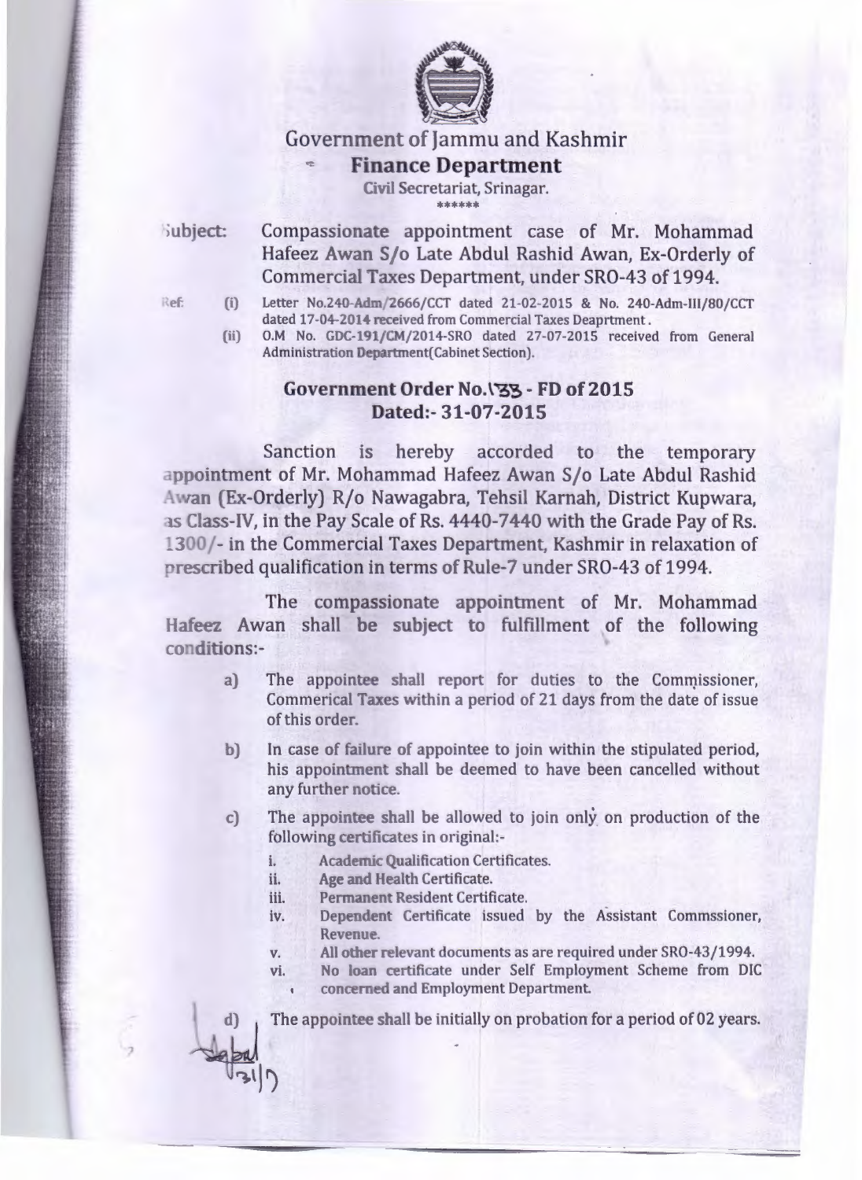# Government of Jammu and Kashmir

## Finance Department

Civil Secretariat, Srinagar.

******

**Subject:** Compassionate appointment case of Mr. Mohammad Hafeez Awan S/o Late Abdul Rashid Awan, Ex-Orderly of Commercial Taxes Department, under SRO-43 of 1994.

Ref: (i) Letter No.240-Adm/2666/CCT dated 21-02-2015 & No. 240-Adm-III/80/CCT dated 17-04-2014 received from Commercial Taxes Deaprtment.

(ii) O.M No. GDC-191/CM/2014-SRO dated 27-07-2015 received from General Administration Department(Cabinet Section).

### Government Order No.133 - FD of 2015
### Dated:- 31-07-2015

Sanction is hereby accorded to the temporary appointment of Mr. Mohammad Hafeez Awan S/o Late Abdul Rashid Awan (Ex-Orderly) R/o Nawagabra, Tehsil Karnah, District Kupwara, as Class-IV, in the Pay Scale of Rs. 4440-7440 with the Grade Pay of Rs. 1300/- in the Commercial Taxes Department, Kashmir in relaxation of prescribed qualification in terms of Rule-7 under SRO-43 of 1994.

The compassionate appointment of Mr. Mohammad Hafeez Awan shall be subject to fulfillment of the following conditions:-

a) The appointee shall report for duties to the Commissioner, Commerical Taxes within a period of 21 days from the date of issue of this order.

b) In case of failure of appointee to join within the stipulated period, his appointment shall be deemed to have been cancelled without any further notice.

c) The appointee shall be allowed to join only on production of the following certificates in original:-

i. Academic Qualification Certificates.

ii. Age and Health Certificate.

iii. Permanent Resident Certificate.

iv. Dependent Certificate issued by the Assistant Commssioner, Revenue.

v. All other relevant documents as are required under SRO-43/1994.

vi. No loan certificate under Self Employment Scheme from DIC concerned and Employment Department.

d) The appointee shall be initially on probation for a period of 02 years.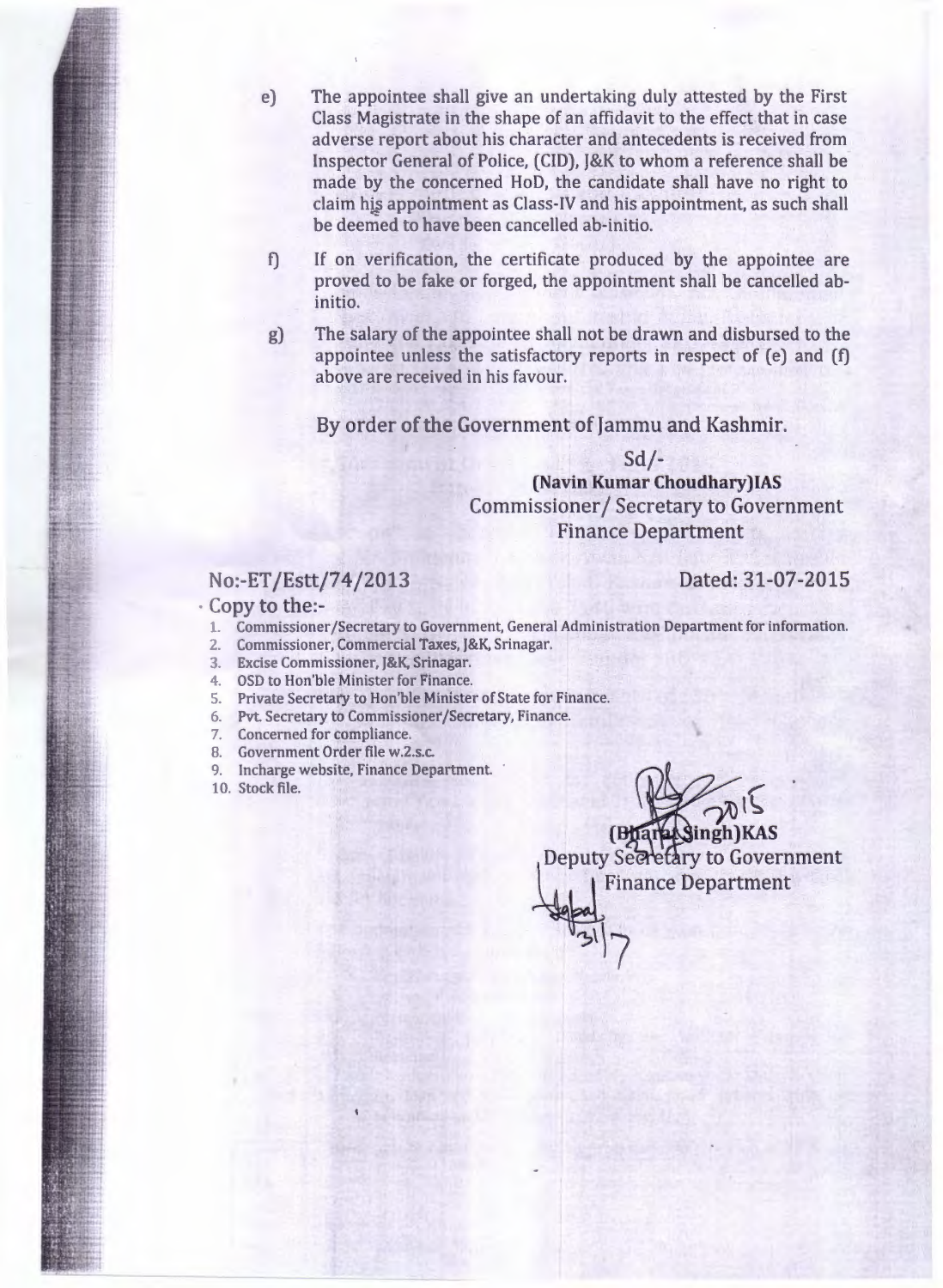e) The appointee shall give an undertaking duly attested by the First Class Magistrate in the shape of an affidavit to the effect that in case adverse report about his character and antecedents is received from Inspector General of Police, (CID), J&K to whom a reference shall be made by the concerned HoD, the candidate shall have no right to claim his appointment as Class-IV and his appointment, as such shall be deemed to have been cancelled ab-initio.

f) If on verification, the certificate produced by the appointee are proved to be fake or forged, the appointment shall be cancelled ab-initio.

g) The salary of the appointee shall not be drawn and disbursed to the appointee unless the satisfactory reports in respect of (e) and (f) above are received in his favour.

By order of the Government of Jammu and Kashmir.

Sd/-
**(Navin Kumar Choudhary)IAS**
Commissioner/ Secretary to Government
Finance Department

No:-ET/Estt/74/2013 Dated: 31-07-2015

Copy to the:-

1. Commissioner/Secretary to Government, General Administration Department for information.
2. Commissioner, Commercial Taxes, J&K, Srinagar.
3. Excise Commissioner, J&K, Srinagar.
4. OSD to Hon'ble Minister for Finance.
5. Private Secretary to Hon'ble Minister of State for Finance.
6. Pvt. Secretary to Commissioner/Secretary, Finance.
7. Concerned for compliance.
8. Government Order file w.2.s.c.
9. Incharge website, Finance Department.
10. Stock file.

2015

(Bharat Singh)KAS
Deputy Secretary to Government
Finance Department

31/7